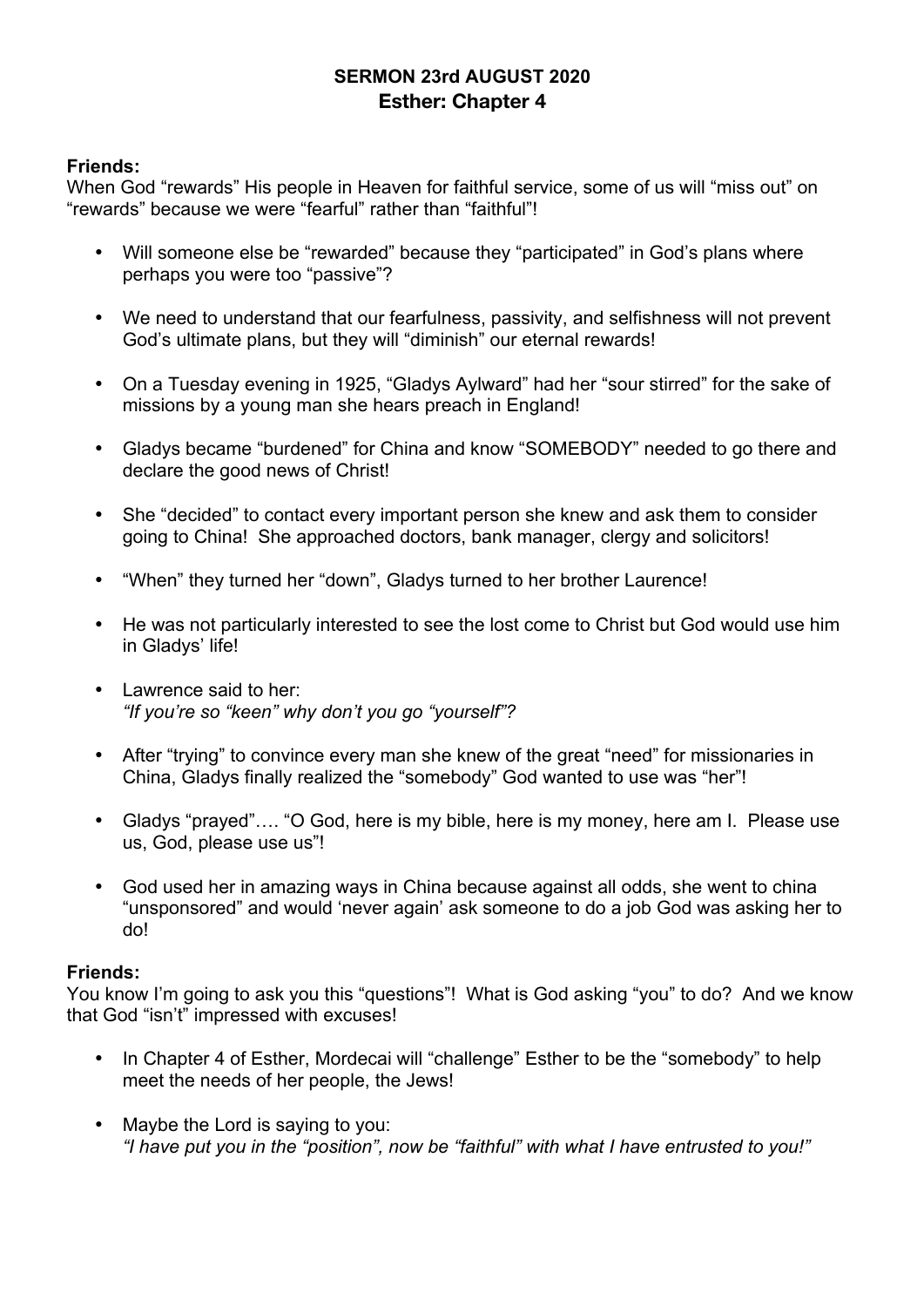**SERMON 23rd AUGUST 2020**
**Esther: Chapter 4**

**Friends:**
When God "rewards" His people in Heaven for faithful service, some of us will "miss out" on "rewards" because we were "fearful" rather than "faithful"!

- Will someone else be "rewarded" because they "participated" in God's plans where perhaps you were too "passive"?
- We need to understand that our fearfulness, passivity, and selfishness will not prevent God's ultimate plans, but they will "diminish" our eternal rewards!
- On a Tuesday evening in 1925, "Gladys Aylward" had her "sour stirred" for the sake of missions by a young man she hears preach in England!
- Gladys became "burdened" for China and know "SOMEBODY" needed to go there and declare the good news of Christ!
- She "decided" to contact every important person she knew and ask them to consider going to China! She approached doctors, bank manager, clergy and solicitors!
- "When" they turned her "down", Gladys turned to her brother Laurence!
- He was not particularly interested to see the lost come to Christ but God would use him in Gladys' life!
- Lawrence said to her:
  *"If you're so "keen" why don't you go "yourself"?*
- After "trying" to convince every man she knew of the great "need" for missionaries in China, Gladys finally realized the "somebody" God wanted to use was "her"!
- Gladys "prayed"…. "O God, here is my bible, here is my money, here am I. Please use us, God, please use us"!
- God used her in amazing ways in China because against all odds, she went to china "unsponsored" and would 'never again' ask someone to do a job God was asking her to do!

**Friends:**
You know I'm going to ask you this "questions"! What is God asking "you" to do? And we know that God "isn't" impressed with excuses!

- In Chapter 4 of Esther, Mordecai will "challenge" Esther to be the "somebody" to help meet the needs of her people, the Jews!
- Maybe the Lord is saying to you:
  *"I have put you in the "position", now be "faithful" with what I have entrusted to you!"*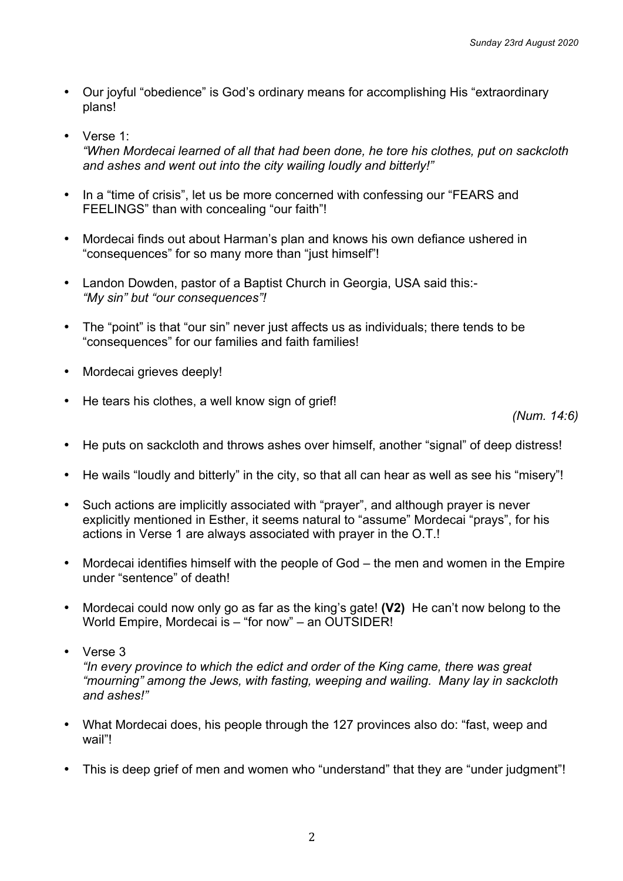- Our joyful "obedience" is God's ordinary means for accomplishing His "extraordinary plans!

- Verse 1:
  *"When Mordecai learned of all that had been done, he tore his clothes, put on sackcloth and ashes and went out into the city wailing loudly and bitterly!"*

- In a "time of crisis", let us be more concerned with confessing our "FEARS and FEELINGS" than with concealing "our faith"!

- Mordecai finds out about Harman's plan and knows his own defiance ushered in "consequences" for so many more than "just himself"!

- Landon Dowden, pastor of a Baptist Church in Georgia, USA said this:-
  *"My sin" but "our consequences"!*

- The "point" is that "our sin" never just affects us as individuals; there tends to be "consequences" for our families and faith families!

- Mordecai grieves deeply!

- He tears his clothes, a well know sign of grief!
  *(Num. 14:6)*

- He puts on sackcloth and throws ashes over himself, another "signal" of deep distress!

- He wails "loudly and bitterly" in the city, so that all can hear as well as see his "misery"!

- Such actions are implicitly associated with "prayer", and although prayer is never explicitly mentioned in Esther, it seems natural to "assume" Mordecai "prays", for his actions in Verse 1 are always associated with prayer in the O.T.!

- Mordecai identifies himself with the people of God – the men and women in the Empire under "sentence" of death!

- Mordecai could now only go as far as the king's gate! **(V2)** He can't now belong to the World Empire, Mordecai is – "for now" – an OUTSIDER!

- Verse 3
  *"In every province to which the edict and order of the King came, there was great "mourning" among the Jews, with fasting, weeping and wailing. Many lay in sackcloth and ashes!"*

- What Mordecai does, his people through the 127 provinces also do: "fast, weep and wail"!

- This is deep grief of men and women who "understand" that they are "under judgment"!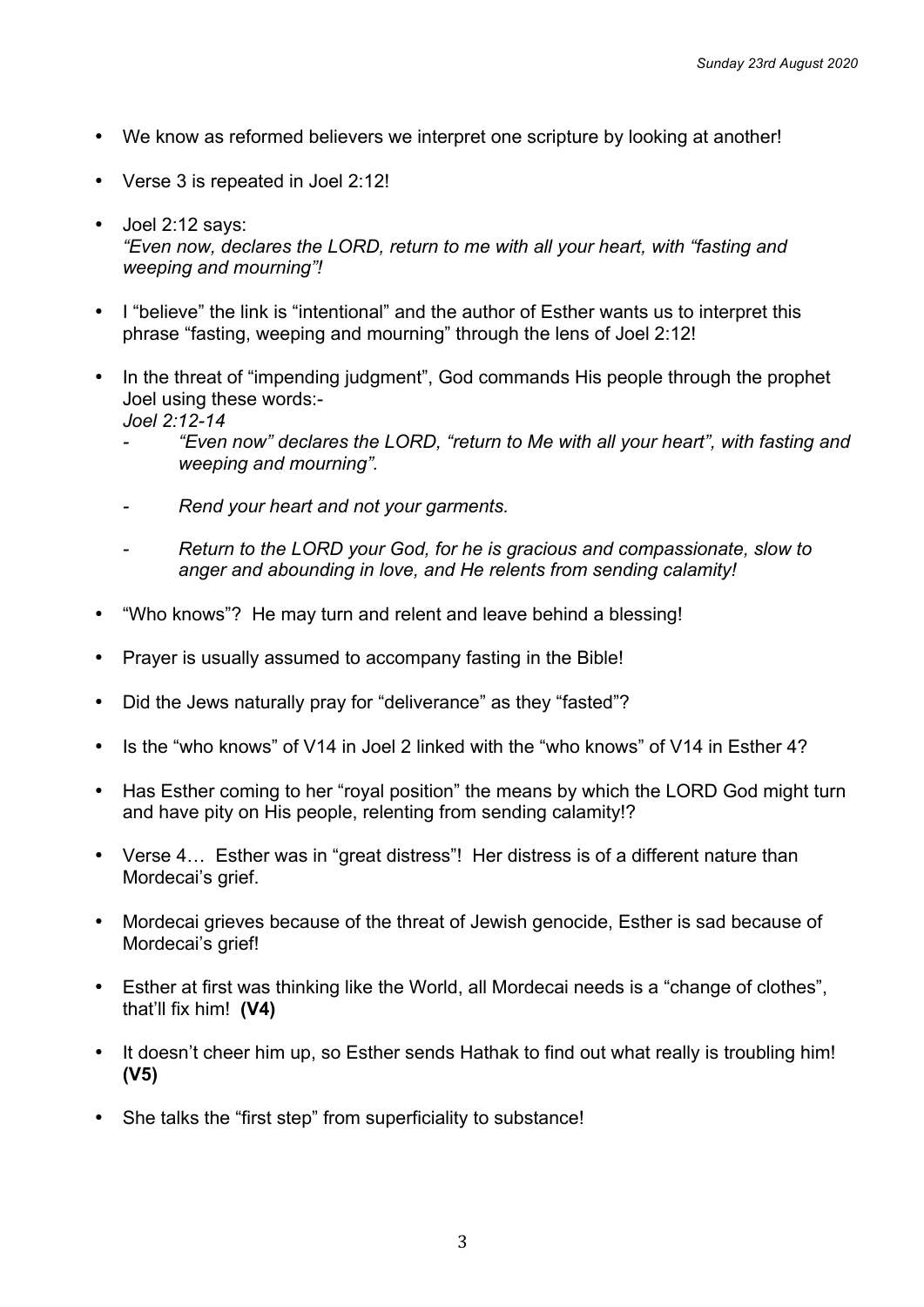- We know as reformed believers we interpret one scripture by looking at another!

- Verse 3 is repeated in Joel 2:12!

- Joel 2:12 says:
  *"Even now, declares the LORD, return to me with all your heart, with "fasting and weeping and mourning"!*

- I "believe" the link is "intentional" and the author of Esther wants us to interpret this phrase "fasting, weeping and mourning" through the lens of Joel 2:12!

- In the threat of "impending judgment", God commands His people through the prophet Joel using these words:-
  *Joel 2:12-14*
  - *"Even now" declares the LORD, "return to Me with all your heart", with fasting and weeping and mourning".*
  - *Rend your heart and not your garments.*
  - *Return to the LORD your God, for he is gracious and compassionate, slow to anger and abounding in love, and He relents from sending calamity!*

- "Who knows"? He may turn and relent and leave behind a blessing!

- Prayer is usually assumed to accompany fasting in the Bible!

- Did the Jews naturally pray for "deliverance" as they "fasted"?

- Is the "who knows" of V14 in Joel 2 linked with the "who knows" of V14 in Esther 4?

- Has Esther coming to her "royal position" the means by which the LORD God might turn and have pity on His people, relenting from sending calamity!?

- Verse 4… Esther was in "great distress"! Her distress is of a different nature than Mordecai's grief.

- Mordecai grieves because of the threat of Jewish genocide, Esther is sad because of Mordecai's grief!

- Esther at first was thinking like the World, all Mordecai needs is a "change of clothes", that'll fix him! **(V4)**

- It doesn't cheer him up, so Esther sends Hathak to find out what really is troubling him! **(V5)**

- She talks the "first step" from superficiality to substance!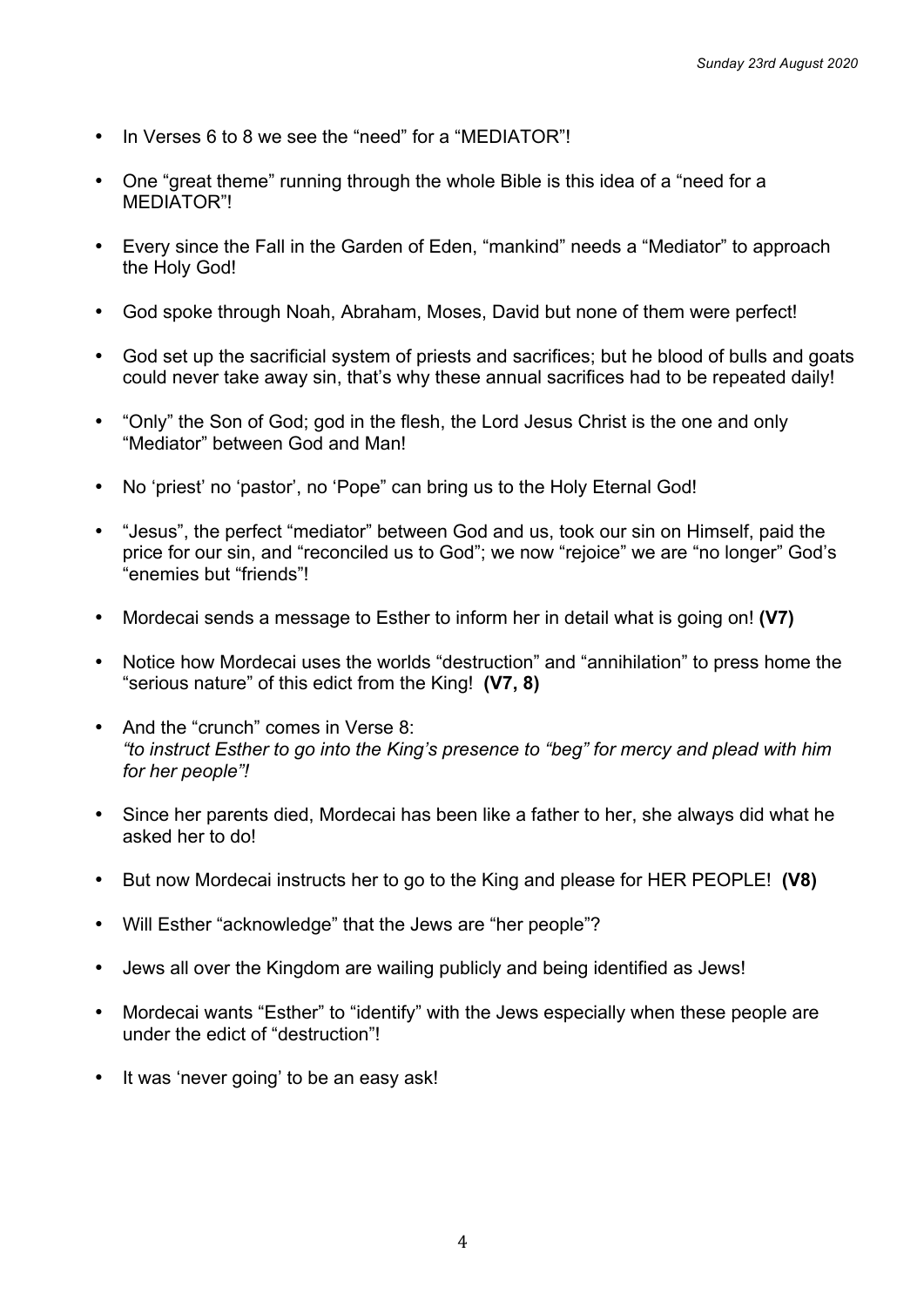- In Verses 6 to 8 we see the "need" for a "MEDIATOR"!
- One "great theme" running through the whole Bible is this idea of a "need for a MEDIATOR"!
- Every since the Fall in the Garden of Eden, "mankind" needs a "Mediator" to approach the Holy God!
- God spoke through Noah, Abraham, Moses, David but none of them were perfect!
- God set up the sacrificial system of priests and sacrifices; but he blood of bulls and goats could never take away sin, that's why these annual sacrifices had to be repeated daily!
- "Only" the Son of God; god in the flesh, the Lord Jesus Christ is the one and only "Mediator" between God and Man!
- No 'priest' no 'pastor', no 'Pope" can bring us to the Holy Eternal God!
- "Jesus", the perfect "mediator" between God and us, took our sin on Himself, paid the price for our sin, and "reconciled us to God"; we now "rejoice" we are "no longer" God's "enemies but "friends"!
- Mordecai sends a message to Esther to inform her in detail what is going on! **(V7)**
- Notice how Mordecai uses the worlds "destruction" and "annihilation" to press home the "serious nature" of this edict from the King! **(V7, 8)**
- And the "crunch" comes in Verse 8:
  *"to instruct Esther to go into the King's presence to "beg" for mercy and plead with him for her people"!*
- Since her parents died, Mordecai has been like a father to her, she always did what he asked her to do!
- But now Mordecai instructs her to go to the King and please for HER PEOPLE! **(V8)**
- Will Esther "acknowledge" that the Jews are "her people"?
- Jews all over the Kingdom are wailing publicly and being identified as Jews!
- Mordecai wants "Esther" to "identify" with the Jews especially when these people are under the edict of "destruction"!
- It was 'never going' to be an easy ask!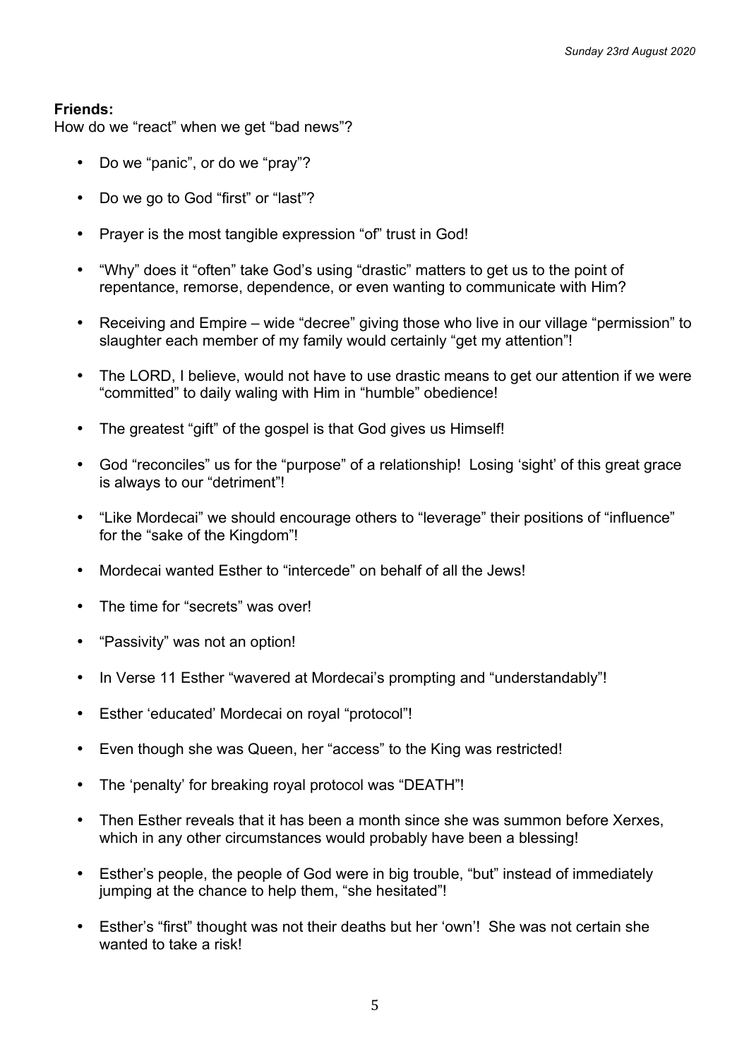**Friends:**

How do we "react" when we get "bad news"?

- Do we "panic", or do we "pray"?
- Do we go to God "first" or "last"?
- Prayer is the most tangible expression "of" trust in God!
- "Why" does it "often" take God's using "drastic" matters to get us to the point of repentance, remorse, dependence, or even wanting to communicate with Him?
- Receiving and Empire – wide "decree" giving those who live in our village "permission" to slaughter each member of my family would certainly "get my attention"!
- The LORD, I believe, would not have to use drastic means to get our attention if we were "committed" to daily waling with Him in "humble" obedience!
- The greatest "gift" of the gospel is that God gives us Himself!
- God "reconciles" us for the "purpose" of a relationship! Losing 'sight' of this great grace is always to our "detriment"!
- "Like Mordecai" we should encourage others to "leverage" their positions of "influence" for the "sake of the Kingdom"!
- Mordecai wanted Esther to "intercede" on behalf of all the Jews!
- The time for "secrets" was over!
- "Passivity" was not an option!
- In Verse 11 Esther "wavered at Mordecai's prompting and "understandably"!
- Esther 'educated' Mordecai on royal "protocol"!
- Even though she was Queen, her "access" to the King was restricted!
- The 'penalty' for breaking royal protocol was "DEATH"!
- Then Esther reveals that it has been a month since she was summon before Xerxes, which in any other circumstances would probably have been a blessing!
- Esther's people, the people of God were in big trouble, "but" instead of immediately jumping at the chance to help them, "she hesitated"!
- Esther's "first" thought was not their deaths but her 'own'! She was not certain she wanted to take a risk!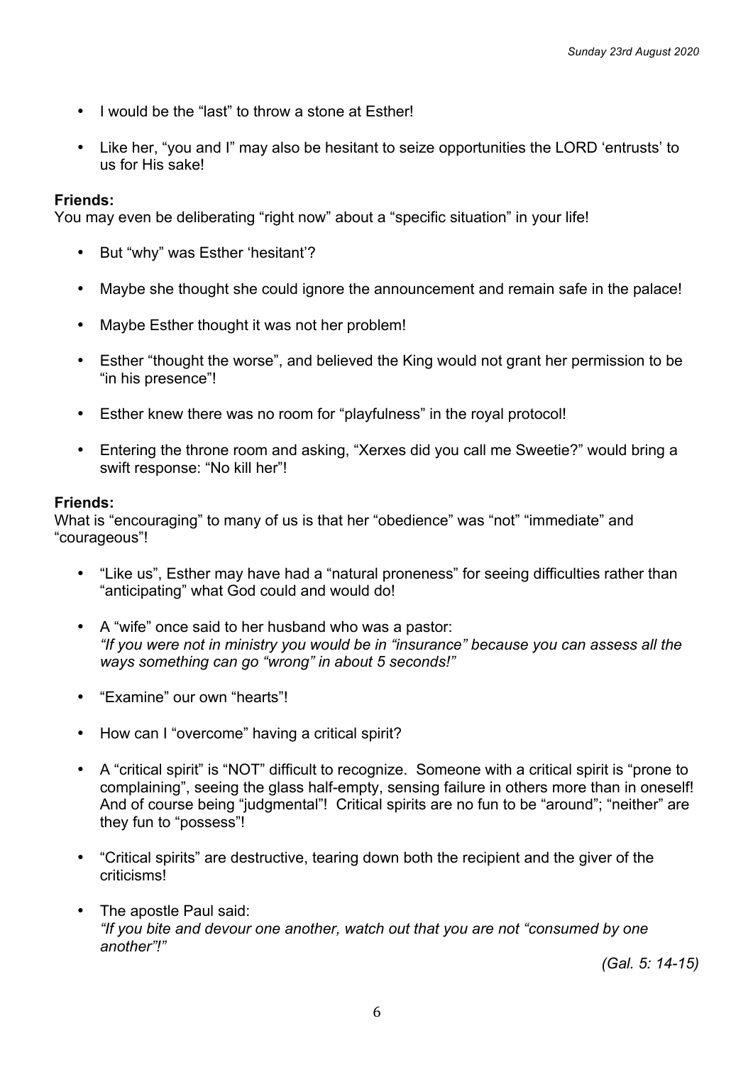- I would be the "last" to throw a stone at Esther!

- Like her, "you and I" may also be hesitant to seize opportunities the LORD 'entrusts' to us for His sake!

**Friends:**
You may even be deliberating "right now" about a "specific situation" in your life!

- But "why" was Esther 'hesitant'?

- Maybe she thought she could ignore the announcement and remain safe in the palace!

- Maybe Esther thought it was not her problem!

- Esther "thought the worse", and believed the King would not grant her permission to be "in his presence"!

- Esther knew there was no room for "playfulness" in the royal protocol!

- Entering the throne room and asking, "Xerxes did you call me Sweetie?" would bring a swift response: "No kill her"!

**Friends:**
What is "encouraging" to many of us is that her "obedience" was "not" "immediate" and "courageous"!

- "Like us", Esther may have had a "natural proneness" for seeing difficulties rather than "anticipating" what God could and would do!

- A "wife" once said to her husband who was a pastor:
  *"If you were not in ministry you would be in "insurance" because you can assess all the ways something can go "wrong" in about 5 seconds!"*

- "Examine" our own "hearts"!

- How can I "overcome" having a critical spirit?

- A "critical spirit" is "NOT" difficult to recognize. Someone with a critical spirit is "prone to complaining", seeing the glass half-empty, sensing failure in others more than in oneself! And of course being "judgmental"! Critical spirits are no fun to be "around"; "neither" are they fun to "possess"!

- "Critical spirits" are destructive, tearing down both the recipient and the giver of the criticisms!

- The apostle Paul said:
  *"If you bite and devour one another, watch out that you are not "consumed by one another"!"*

*(Gal. 5: 14-15)*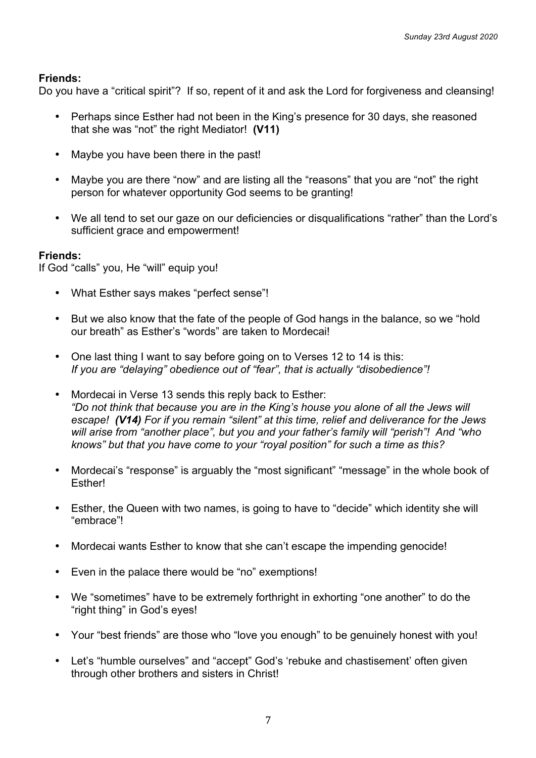**Friends:**
Do you have a “critical spirit”? If so, repent of it and ask the Lord for forgiveness and cleansing!

- Perhaps since Esther had not been in the King’s presence for 30 days, she reasoned that she was “not” the right Mediator! **(V11)**

- Maybe you have been there in the past!

- Maybe you are there “now” and are listing all the “reasons” that you are “not” the right person for whatever opportunity God seems to be granting!

- We all tend to set our gaze on our deficiencies or disqualifications “rather” than the Lord’s sufficient grace and empowerment!

**Friends:**
If God “calls” you, He “will” equip you!

- What Esther says makes “perfect sense”!

- But we also know that the fate of the people of God hangs in the balance, so we “hold our breath” as Esther’s “words” are taken to Mordecai!

- One last thing I want to say before going on to Verses 12 to 14 is this:
  *If you are “delaying” obedience out of “fear”, that is actually “disobedience”!*

- Mordecai in Verse 13 sends this reply back to Esther:
  *“Do not think that because you are in the King’s house you alone of all the Jews will escape! **(V14)** For if you remain “silent” at this time, relief and deliverance for the Jews will arise from “another place”, but you and your father’s family will “perish”! And “who knows” but that you have come to your “royal position” for such a time as this?*

- Mordecai’s “response” is arguably the “most significant” “message” in the whole book of Esther!

- Esther, the Queen with two names, is going to have to “decide” which identity she will “embrace”!

- Mordecai wants Esther to know that she can’t escape the impending genocide!

- Even in the palace there would be “no” exemptions!

- We “sometimes” have to be extremely forthright in exhorting “one another” to do the “right thing” in God’s eyes!

- Your “best friends” are those who “love you enough” to be genuinely honest with you!

- Let’s “humble ourselves” and “accept” God’s ‘rebuke and chastisement’ often given through other brothers and sisters in Christ!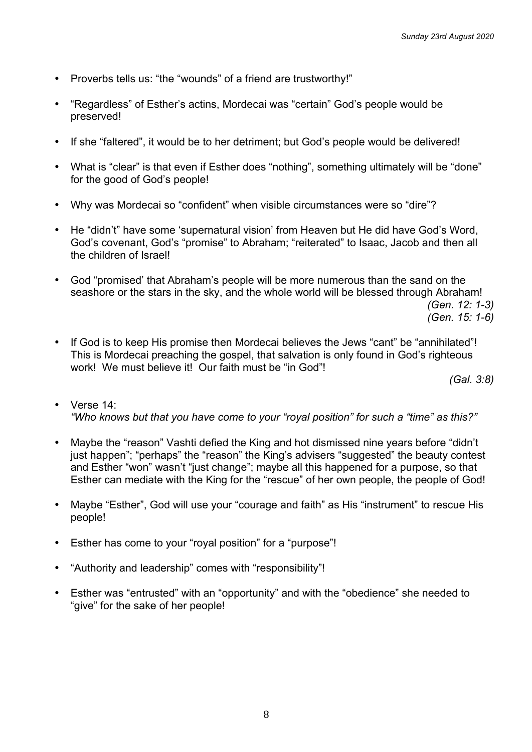- Proverbs tells us: “the “wounds” of a friend are trustworthy!”

- “Regardless” of Esther’s actins, Mordecai was “certain” God’s people would be preserved!

- If she “faltered”, it would be to her detriment; but God’s people would be delivered!

- What is “clear” is that even if Esther does “nothing”, something ultimately will be “done” for the good of God’s people!

- Why was Mordecai so “confident” when visible circumstances were so “dire”?

- He “didn’t” have some ‘supernatural vision’ from Heaven but He did have God’s Word, God’s covenant, God’s “promise” to Abraham; “reiterated” to Isaac, Jacob and then all the children of Israel!

- God “promised’ that Abraham’s people will be more numerous than the sand on the seashore or the stars in the sky, and the whole world will be blessed through Abraham!
  *(Gen. 12: 1-3)*
  *(Gen. 15: 1-6)*

- If God is to keep His promise then Mordecai believes the Jews “cant” be “annihilated”! This is Mordecai preaching the gospel, that salvation is only found in God’s righteous work! We must believe it! Our faith must be “in God”!
  *(Gal. 3:8)*

- Verse 14:
  *“Who knows but that you have come to your “royal position” for such a “time” as this?”*

- Maybe the “reason” Vashti defied the King and hot dismissed nine years before “didn’t just happen”; “perhaps” the “reason” the King’s advisers “suggested” the beauty contest and Esther “won” wasn’t “just change”; maybe all this happened for a purpose, so that Esther can mediate with the King for the “rescue” of her own people, the people of God!

- Maybe “Esther”, God will use your “courage and faith” as His “instrument” to rescue His people!

- Esther has come to your “royal position” for a “purpose”!

- “Authority and leadership” comes with “responsibility”!

- Esther was “entrusted” with an “opportunity” and with the “obedience” she needed to “give” for the sake of her people!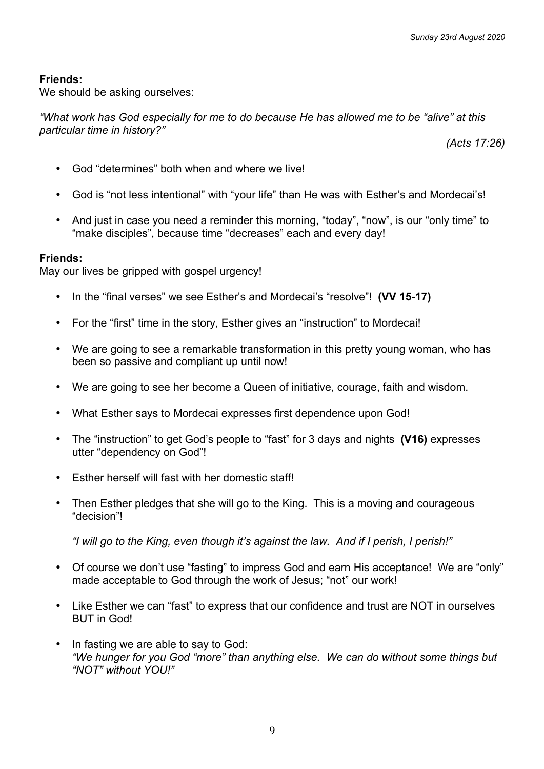**Friends:**
We should be asking ourselves:

*"What work has God especially for me to do because He has allowed me to be "alive" at this particular time in history?"*

*(Acts 17:26)*

- God "determines" both when and where we live!
- God is "not less intentional" with "your life" than He was with Esther's and Mordecai's!
- And just in case you need a reminder this morning, "today", "now", is our "only time" to "make disciples", because time "decreases" each and every day!

**Friends:**
May our lives be gripped with gospel urgency!

- In the "final verses" we see Esther's and Mordecai's "resolve"! **(VV 15-17)**
- For the "first" time in the story, Esther gives an "instruction" to Mordecai!
- We are going to see a remarkable transformation in this pretty young woman, who has been so passive and compliant up until now!
- We are going to see her become a Queen of initiative, courage, faith and wisdom.
- What Esther says to Mordecai expresses first dependence upon God!
- The "instruction" to get God's people to "fast" for 3 days and nights **(V16)** expresses utter "dependency on God"!
- Esther herself will fast with her domestic staff!
- Then Esther pledges that she will go to the King. This is a moving and courageous "decision"!

  *"I will go to the King, even though it's against the law. And if I perish, I perish!"*

- Of course we don't use "fasting" to impress God and earn His acceptance! We are "only" made acceptable to God through the work of Jesus; "not" our work!
- Like Esther we can "fast" to express that our confidence and trust are NOT in ourselves BUT in God!
- In fasting we are able to say to God:
  *"We hunger for you God "more" than anything else. We can do without some things but "NOT" without YOU!"*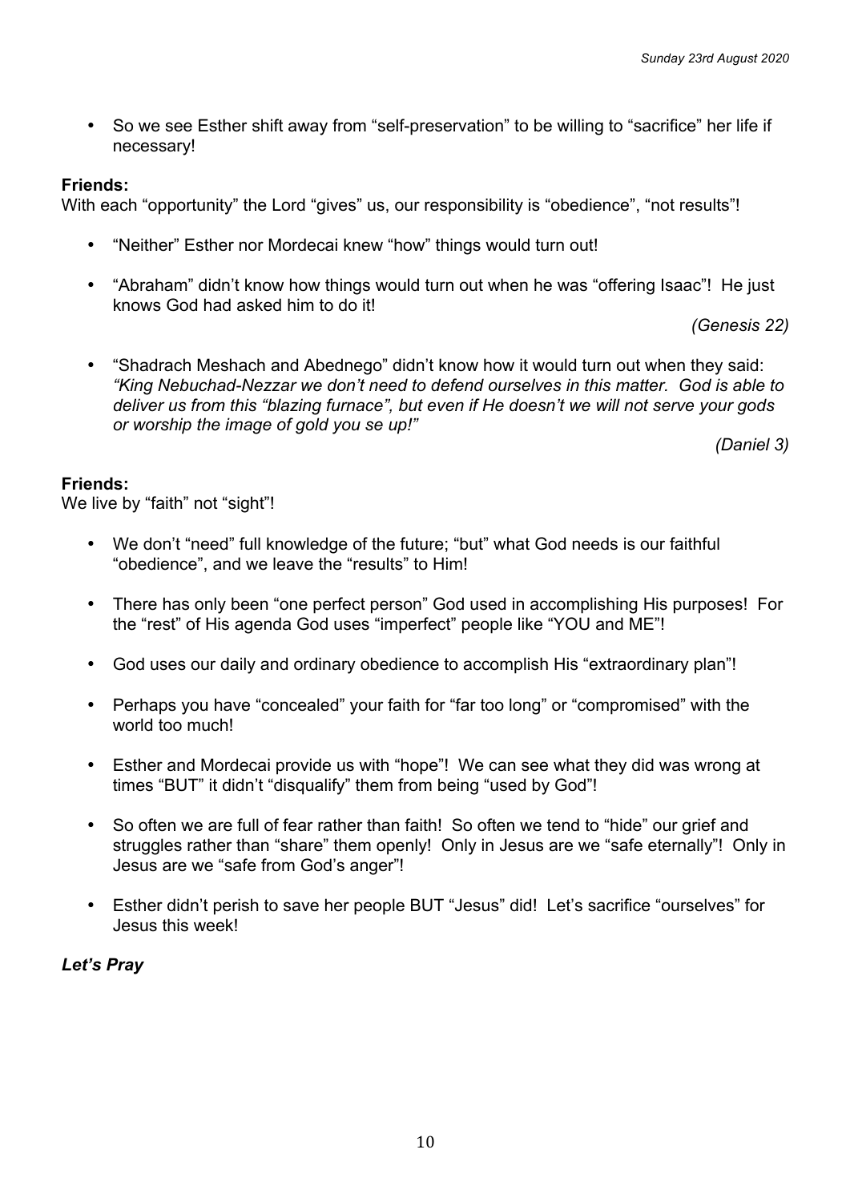- So we see Esther shift away from "self-preservation" to be willing to "sacrifice" her life if necessary!

**Friends:**
With each "opportunity" the Lord "gives" us, our responsibility is "obedience", "not results"!

- "Neither" Esther nor Mordecai knew "how" things would turn out!
- "Abraham" didn't know how things would turn out when he was "offering Isaac"! He just knows God had asked him to do it!

*(Genesis 22)*

- "Shadrach Meshach and Abednego" didn't know how it would turn out when they said: *"King Nebuchad-Nezzar we don't need to defend ourselves in this matter. God is able to deliver us from this "blazing furnace", but even if He doesn't we will not serve your gods or worship the image of gold you se up!"*

*(Daniel 3)*

**Friends:**
We live by "faith" not "sight"!

- We don't "need" full knowledge of the future; "but" what God needs is our faithful "obedience", and we leave the "results" to Him!
- There has only been "one perfect person" God used in accomplishing His purposes! For the "rest" of His agenda God uses "imperfect" people like "YOU and ME"!
- God uses our daily and ordinary obedience to accomplish His "extraordinary plan"!
- Perhaps you have "concealed" your faith for "far too long" or "compromised" with the world too much!
- Esther and Mordecai provide us with "hope"! We can see what they did was wrong at times "BUT" it didn't "disqualify" them from being "used by God"!
- So often we are full of fear rather than faith! So often we tend to "hide" our grief and struggles rather than "share" them openly! Only in Jesus are we "safe eternally"! Only in Jesus are we "safe from God's anger"!
- Esther didn't perish to save her people BUT "Jesus" did! Let's sacrifice "ourselves" for Jesus this week!

***Let's Pray***